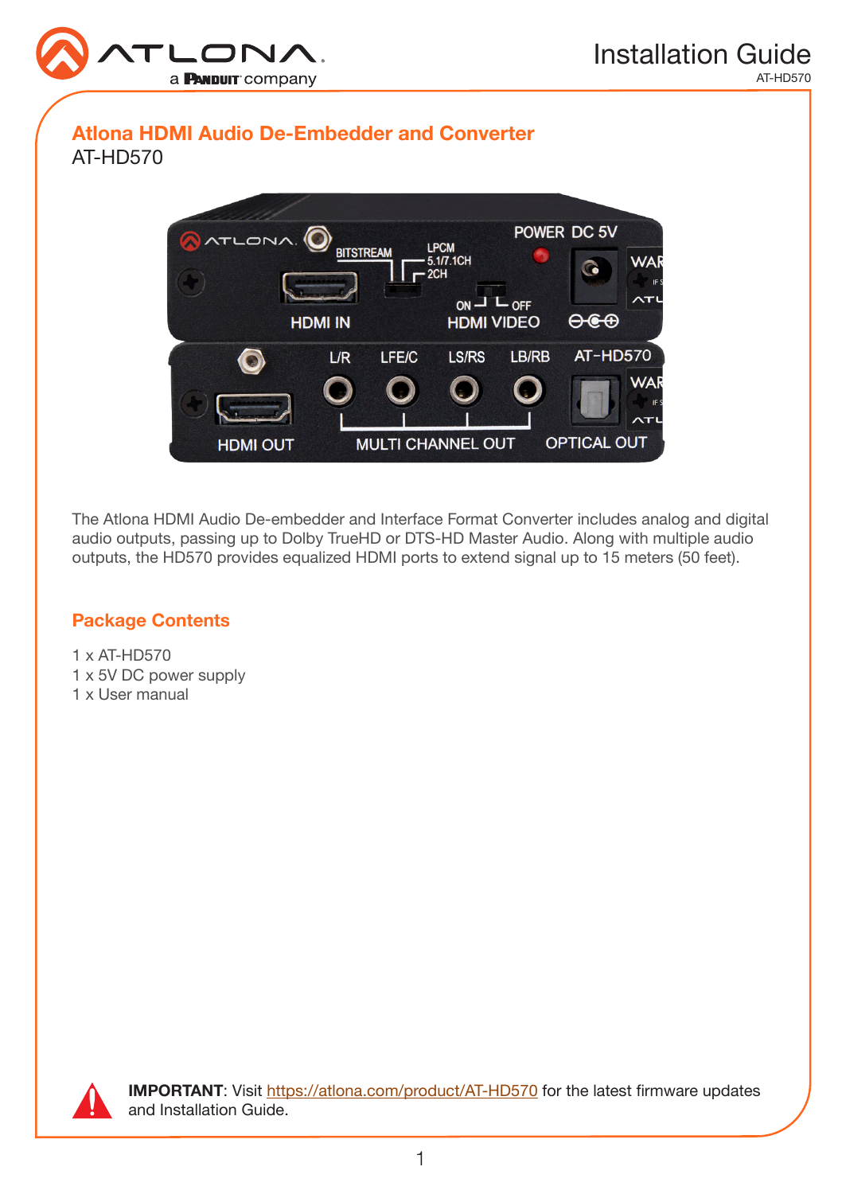# Installation Guide

AT-HD570

## Atlona HDMI Audio De-Embedder and Converter

AT-HD570

The Atlona HDMI Audio De-embedder and Interface Format Converter includes analog and digital audio outputs, passing up to Dolby TrueHD or DTS-HD Master Audio. Along with multiple audio outputs, the HD570 provides equalized HDMI ports to extend signal up to 15 meters (50 feet).

## Package Contents

1 x AT-HD570
1 x 5V DC power supply
1 x User manual

**IMPORTANT**: Visit https://atlona.com/product/AT-HD570 for the latest firmware updates and Installation Guide.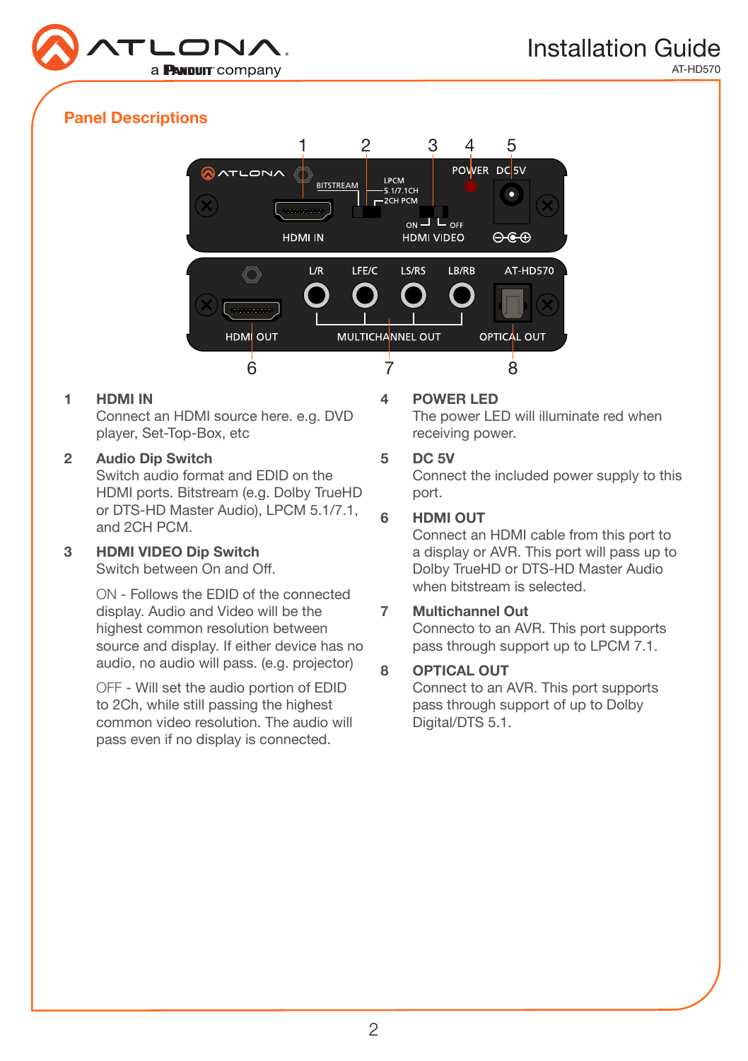## Panel Descriptions

**1 HDMI IN**
Connect an HDMI source here. e.g. DVD player, Set-Top-Box, etc

**2 Audio Dip Switch**
Switch audio format and EDID on the HDMI ports. Bitstream (e.g. Dolby TrueHD or DTS-HD Master Audio), LPCM 5.1/7.1, and 2CH PCM.

**3 HDMI VIDEO Dip Switch**
Switch between On and Off.

ON - Follows the EDID of the connected display. Audio and Video will be the highest common resolution between source and display. If either device has no audio, no audio will pass. (e.g. projector)

OFF - Will set the audio portion of EDID to 2Ch, while still passing the highest common video resolution. The audio will pass even if no display is connected.

**4 POWER LED**
The power LED will illuminate red when receiving power.

**5 DC 5V**
Connect the included power supply to this port.

**6 HDMI OUT**
Connect an HDMI cable from this port to a display or AVR. This port will pass up to Dolby TrueHD or DTS-HD Master Audio when bitstream is selected.

**7 Multichannel Out**
Connecto to an AVR. This port supports pass through support up to LPCM 7.1.

**8 OPTICAL OUT**
Connect to an AVR. This port supports pass through support of up to Dolby Digital/DTS 5.1.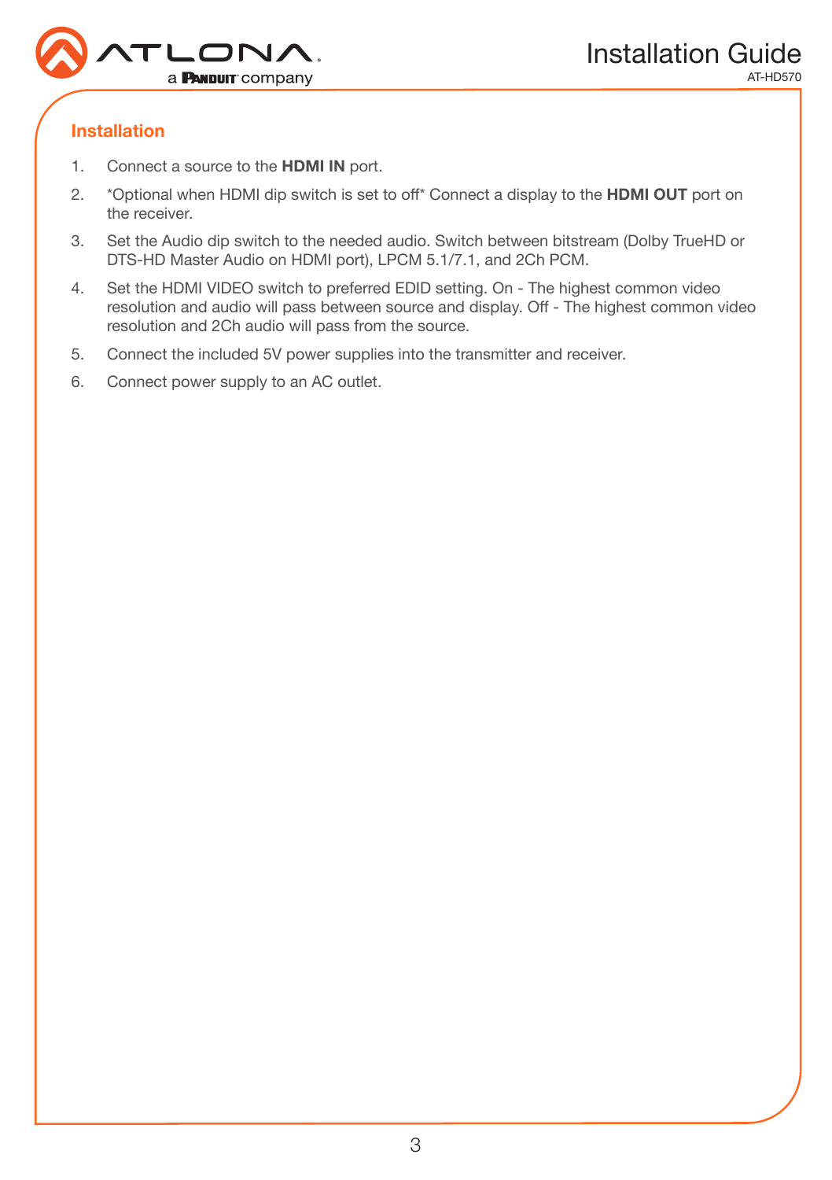## Installation

1. Connect a source to the **HDMI IN** port.
2. *Optional when HDMI dip switch is set to off* Connect a display to the **HDMI OUT** port on the receiver.
3. Set the Audio dip switch to the needed audio. Switch between bitstream (Dolby TrueHD or DTS-HD Master Audio on HDMI port), LPCM 5.1/7.1, and 2Ch PCM.
4. Set the HDMI VIDEO switch to preferred EDID setting. On - The highest common video resolution and audio will pass between source and display. Off - The highest common video resolution and 2Ch audio will pass from the source.
5. Connect the included 5V power supplies into the transmitter and receiver.
6. Connect power supply to an AC outlet.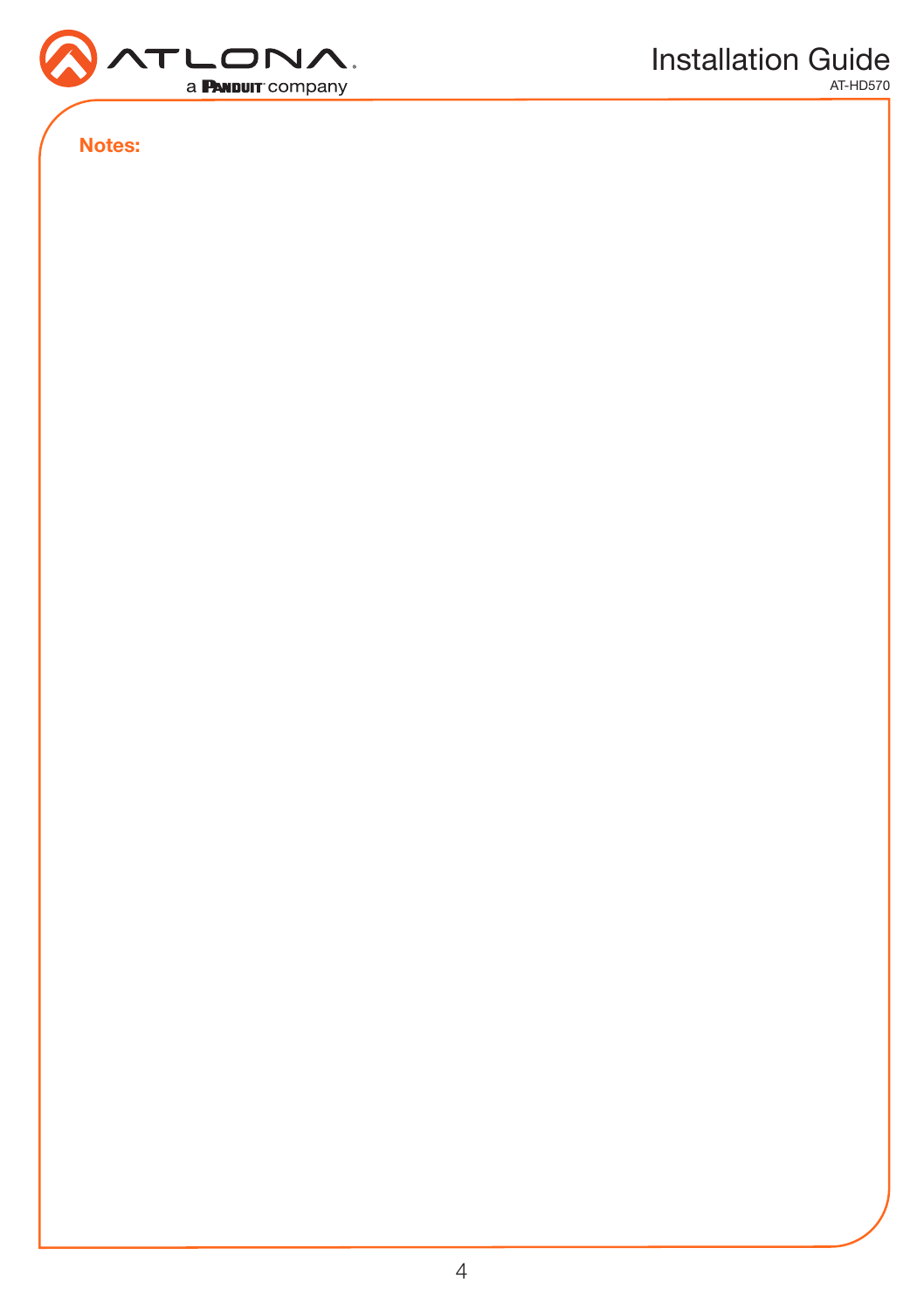**Notes:**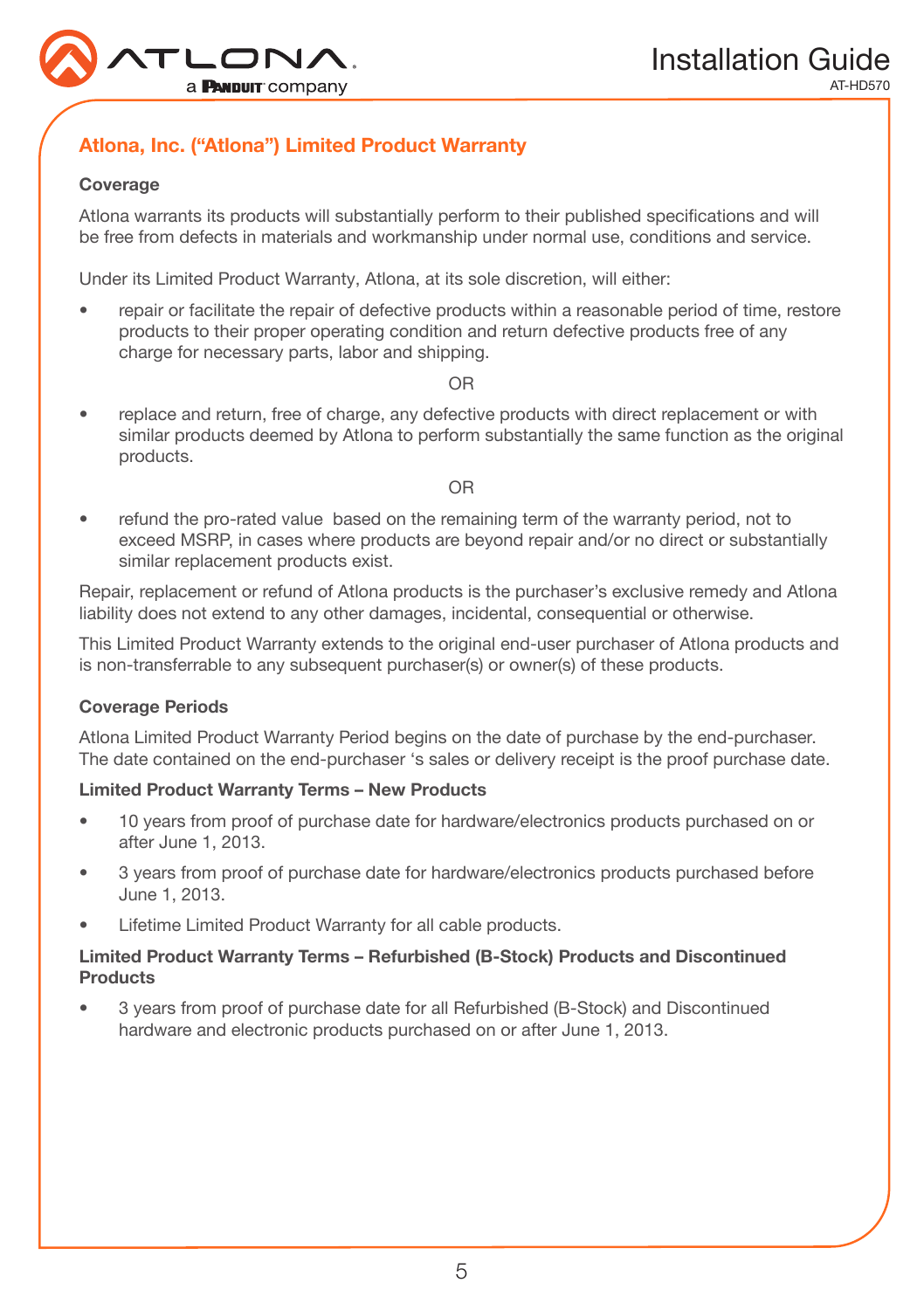## Atlona, Inc. (“Atlona”) Limited Product Warranty

### Coverage

Atlona warrants its products will substantially perform to their published specifications and will be free from defects in materials and workmanship under normal use, conditions and service.

Under its Limited Product Warranty, Atlona, at its sole discretion, will either:

- repair or facilitate the repair of defective products within a reasonable period of time, restore products to their proper operating condition and return defective products free of any charge for necessary parts, labor and shipping.

OR

- replace and return, free of charge, any defective products with direct replacement or with similar products deemed by Atlona to perform substantially the same function as the original products.

OR

- refund the pro-rated value based on the remaining term of the warranty period, not to exceed MSRP, in cases where products are beyond repair and/or no direct or substantially similar replacement products exist.

Repair, replacement or refund of Atlona products is the purchaser’s exclusive remedy and Atlona liability does not extend to any other damages, incidental, consequential or otherwise.

This Limited Product Warranty extends to the original end-user purchaser of Atlona products and is non-transferrable to any subsequent purchaser(s) or owner(s) of these products.

### Coverage Periods

Atlona Limited Product Warranty Period begins on the date of purchase by the end-purchaser. The date contained on the end-purchaser ‘s sales or delivery receipt is the proof purchase date.

**Limited Product Warranty Terms – New Products**

- 10 years from proof of purchase date for hardware/electronics products purchased on or after June 1, 2013.
- 3 years from proof of purchase date for hardware/electronics products purchased before June 1, 2013.
- Lifetime Limited Product Warranty for all cable products.

**Limited Product Warranty Terms – Refurbished (B-Stock) Products and Discontinued Products**

- 3 years from proof of purchase date for all Refurbished (B-Stock) and Discontinued hardware and electronic products purchased on or after June 1, 2013.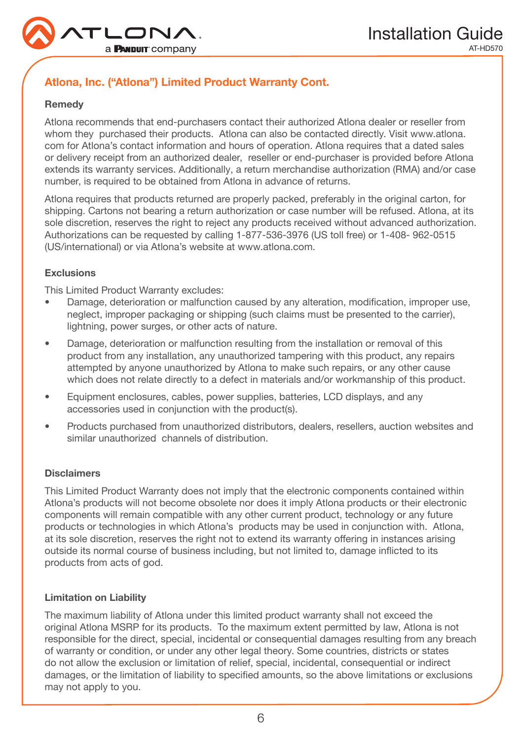## Atlona, Inc. ("Atlona") Limited Product Warranty Cont.

### Remedy

Atlona recommends that end-purchasers contact their authorized Atlona dealer or reseller from whom they purchased their products. Atlona can also be contacted directly. Visit www.atlona.com for Atlona's contact information and hours of operation. Atlona requires that a dated sales or delivery receipt from an authorized dealer, reseller or end-purchaser is provided before Atlona extends its warranty services. Additionally, a return merchandise authorization (RMA) and/or case number, is required to be obtained from Atlona in advance of returns.

Atlona requires that products returned are properly packed, preferably in the original carton, for shipping. Cartons not bearing a return authorization or case number will be refused. Atlona, at its sole discretion, reserves the right to reject any products received without advanced authorization. Authorizations can be requested by calling 1-877-536-3976 (US toll free) or 1-408- 962-0515 (US/international) or via Atlona's website at www.atlona.com.

### Exclusions

This Limited Product Warranty excludes:

- Damage, deterioration or malfunction caused by any alteration, modification, improper use, neglect, improper packaging or shipping (such claims must be presented to the carrier), lightning, power surges, or other acts of nature.
- Damage, deterioration or malfunction resulting from the installation or removal of this product from any installation, any unauthorized tampering with this product, any repairs attempted by anyone unauthorized by Atlona to make such repairs, or any other cause which does not relate directly to a defect in materials and/or workmanship of this product.
- Equipment enclosures, cables, power supplies, batteries, LCD displays, and any accessories used in conjunction with the product(s).
- Products purchased from unauthorized distributors, dealers, resellers, auction websites and similar unauthorized channels of distribution.

### Disclaimers

This Limited Product Warranty does not imply that the electronic components contained within Atlona's products will not become obsolete nor does it imply Atlona products or their electronic components will remain compatible with any other current product, technology or any future products or technologies in which Atlona's products may be used in conjunction with. Atlona, at its sole discretion, reserves the right not to extend its warranty offering in instances arising outside its normal course of business including, but not limited to, damage inflicted to its products from acts of god.

### Limitation on Liability

The maximum liability of Atlona under this limited product warranty shall not exceed the original Atlona MSRP for its products. To the maximum extent permitted by law, Atlona is not responsible for the direct, special, incidental or consequential damages resulting from any breach of warranty or condition, or under any other legal theory. Some countries, districts or states do not allow the exclusion or limitation of relief, special, incidental, consequential or indirect damages, or the limitation of liability to specified amounts, so the above limitations or exclusions may not apply to you.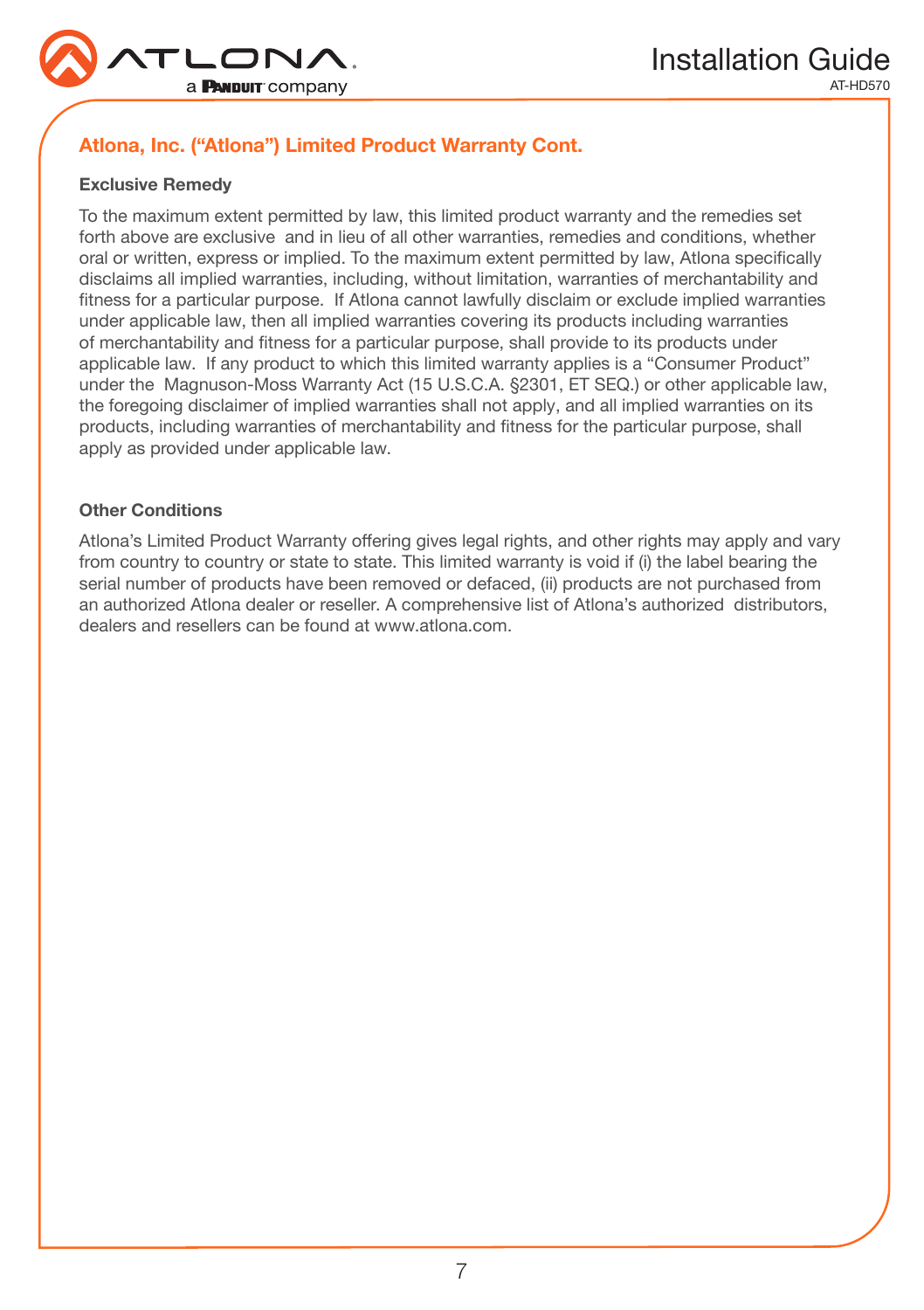## Atlona, Inc. ("Atlona") Limited Product Warranty Cont.

### Exclusive Remedy

To the maximum extent permitted by law, this limited product warranty and the remedies set forth above are exclusive and in lieu of all other warranties, remedies and conditions, whether oral or written, express or implied. To the maximum extent permitted by law, Atlona specifically disclaims all implied warranties, including, without limitation, warranties of merchantability and fitness for a particular purpose. If Atlona cannot lawfully disclaim or exclude implied warranties under applicable law, then all implied warranties covering its products including warranties of merchantability and fitness for a particular purpose, shall provide to its products under applicable law. If any product to which this limited warranty applies is a "Consumer Product" under the Magnuson-Moss Warranty Act (15 U.S.C.A. §2301, ET SEQ.) or other applicable law, the foregoing disclaimer of implied warranties shall not apply, and all implied warranties on its products, including warranties of merchantability and fitness for the particular purpose, shall apply as provided under applicable law.

### Other Conditions

Atlona's Limited Product Warranty offering gives legal rights, and other rights may apply and vary from country to country or state to state. This limited warranty is void if (i) the label bearing the serial number of products have been removed or defaced, (ii) products are not purchased from an authorized Atlona dealer or reseller. A comprehensive list of Atlona's authorized distributors, dealers and resellers can be found at www.atlona.com.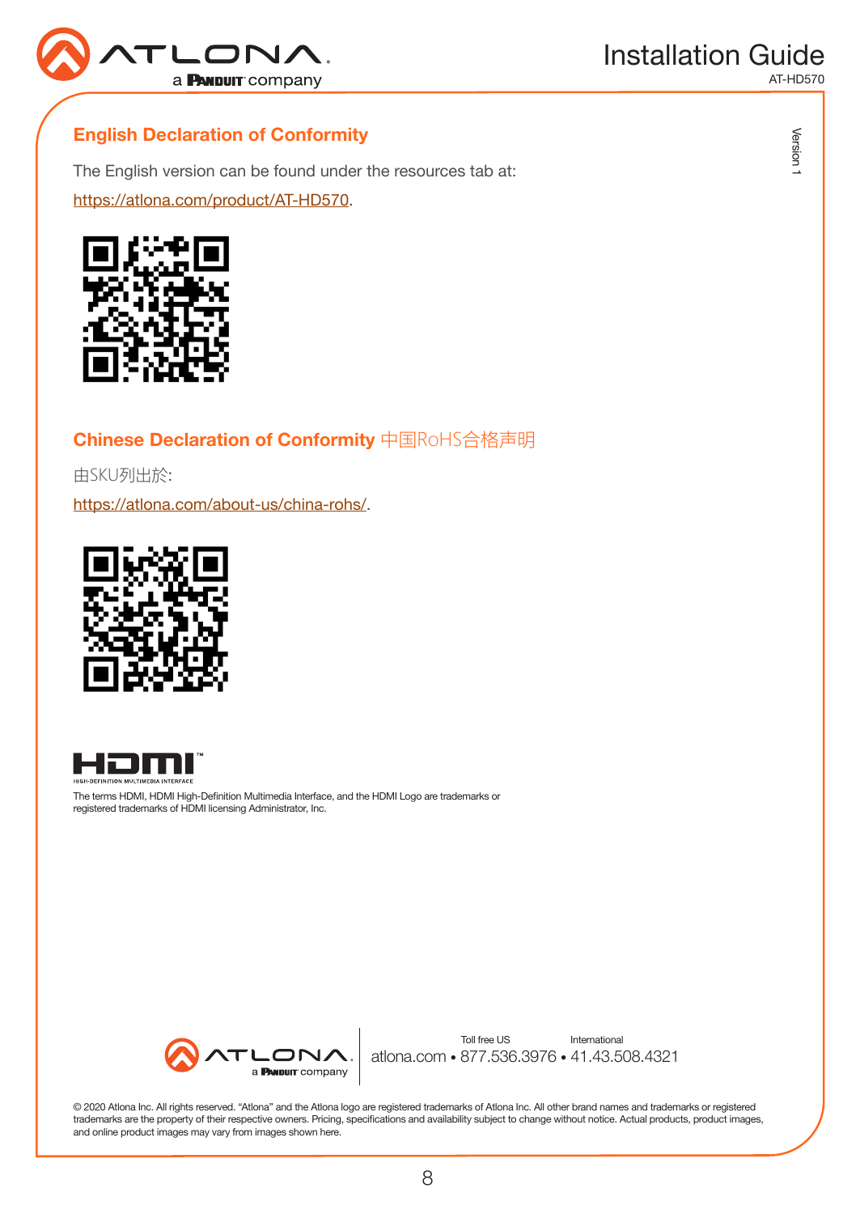## English Declaration of Conformity

The English version can be found under the resources tab at:

https://atlona.com/product/AT-HD570.

## Chinese Declaration of Conformity 中国RoHS合格声明

由SKU列出於:

https://atlona.com/about-us/china-rohs/.

The terms HDMI, HDMI High-Definition Multimedia Interface, and the HDMI Logo are trademarks or registered trademarks of HDMI licensing Administrator, Inc.

atlona.com • Toll free US 877.536.3976 • International 41.43.508.4321

© 2020 Atlona Inc. All rights reserved. "Atlona" and the Atlona logo are registered trademarks of Atlona Inc. All other brand names and trademarks or registered trademarks are the property of their respective owners. Pricing, specifications and availability subject to change without notice. Actual products, product images, and online product images may vary from images shown here.